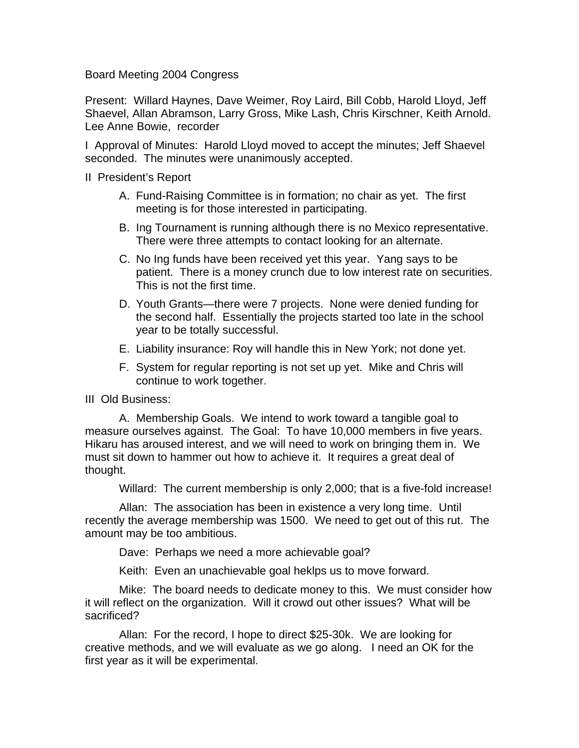Board Meeting 2004 Congress

Present: Willard Haynes, Dave Weimer, Roy Laird, Bill Cobb, Harold Lloyd, Jeff Shaevel, Allan Abramson, Larry Gross, Mike Lash, Chris Kirschner, Keith Arnold. Lee Anne Bowie, recorder

I Approval of Minutes: Harold Lloyd moved to accept the minutes; Jeff Shaevel seconded. The minutes were unanimously accepted.

II President's Report

A. Fund-Raising Committee is in formation; no chair as yet. The first meeting is for those interested in participating.

B. Ing Tournament is running although there is no Mexico representative. There were three attempts to contact looking for an alternate.

C. No Ing funds have been received yet this year. Yang says to be patient. There is a money crunch due to low interest rate on securities. This is not the first time.

D. Youth Grants—there were 7 projects. None were denied funding for the second half. Essentially the projects started too late in the school year to be totally successful.

E. Liability insurance: Roy will handle this in New York; not done yet.

F. System for regular reporting is not set up yet. Mike and Chris will continue to work together.

III Old Business:

A. Membership Goals. We intend to work toward a tangible goal to measure ourselves against. The Goal: To have 10,000 members in five years. Hikaru has aroused interest, and we will need to work on bringing them in. We must sit down to hammer out how to achieve it. It requires a great deal of thought.

Willard: The current membership is only 2,000; that is a five-fold increase!

Allan: The association has been in existence a very long time. Until recently the average membership was 1500. We need to get out of this rut. The amount may be too ambitious.

Dave: Perhaps we need a more achievable goal?

Keith: Even an unachievable goal heklps us to move forward.

Mike: The board needs to dedicate money to this. We must consider how it will reflect on the organization. Will it crowd out other issues? What will be sacrificed?

Allan: For the record, I hope to direct $25-30k. We are looking for creative methods, and we will evaluate as we go along. I need an OK for the first year as it will be experimental.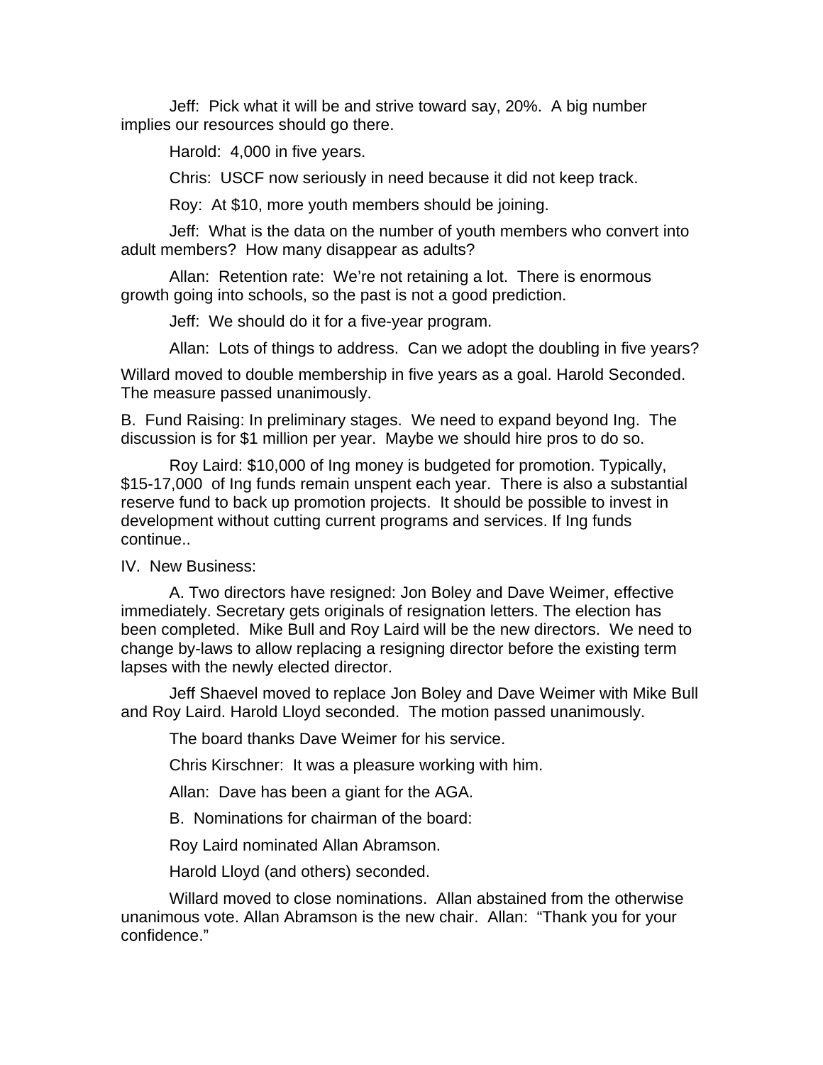Jeff: Pick what it will be and strive toward say, 20%. A big number implies our resources should go there.

Harold: 4,000 in five years.

Chris: USCF now seriously in need because it did not keep track.

Roy: At $10, more youth members should be joining.

Jeff: What is the data on the number of youth members who convert into adult members? How many disappear as adults?

Allan: Retention rate: We're not retaining a lot. There is enormous growth going into schools, so the past is not a good prediction.

Jeff: We should do it for a five-year program.

Allan: Lots of things to address. Can we adopt the doubling in five years?

Willard moved to double membership in five years as a goal. Harold Seconded. The measure passed unanimously.

B. Fund Raising: In preliminary stages. We need to expand beyond Ing. The discussion is for $1 million per year. Maybe we should hire pros to do so.

Roy Laird: $10,000 of Ing money is budgeted for promotion. Typically, $15-17,000 of Ing funds remain unspent each year. There is also a substantial reserve fund to back up promotion projects. It should be possible to invest in development without cutting current programs and services. If Ing funds continue..

IV. New Business:

A. Two directors have resigned: Jon Boley and Dave Weimer, effective immediately. Secretary gets originals of resignation letters. The election has been completed. Mike Bull and Roy Laird will be the new directors. We need to change by-laws to allow replacing a resigning director before the existing term lapses with the newly elected director.

Jeff Shaevel moved to replace Jon Boley and Dave Weimer with Mike Bull and Roy Laird. Harold Lloyd seconded. The motion passed unanimously.

The board thanks Dave Weimer for his service.

Chris Kirschner: It was a pleasure working with him.

Allan: Dave has been a giant for the AGA.

B. Nominations for chairman of the board:

Roy Laird nominated Allan Abramson.

Harold Lloyd (and others) seconded.

Willard moved to close nominations. Allan abstained from the otherwise unanimous vote. Allan Abramson is the new chair. Allan: "Thank you for your confidence."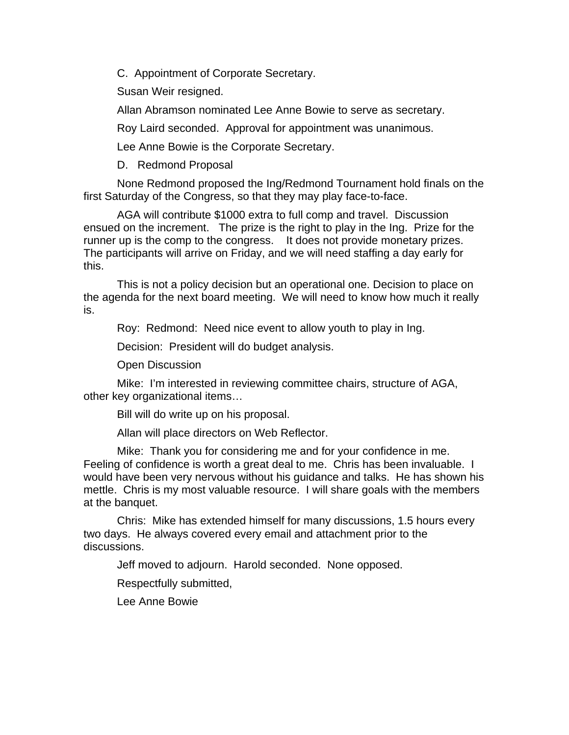C. Appointment of Corporate Secretary.

Susan Weir resigned.

Allan Abramson nominated Lee Anne Bowie to serve as secretary.

Roy Laird seconded. Approval for appointment was unanimous.

Lee Anne Bowie is the Corporate Secretary.

D. Redmond Proposal

None Redmond proposed the Ing/Redmond Tournament hold finals on the first Saturday of the Congress, so that they may play face-to-face.

AGA will contribute $1000 extra to full comp and travel. Discussion ensued on the increment. The prize is the right to play in the Ing. Prize for the runner up is the comp to the congress. It does not provide monetary prizes. The participants will arrive on Friday, and we will need staffing a day early for this.

This is not a policy decision but an operational one. Decision to place on the agenda for the next board meeting. We will need to know how much it really is.

Roy: Redmond: Need nice event to allow youth to play in Ing.

Decision: President will do budget analysis.

Open Discussion

Mike: I'm interested in reviewing committee chairs, structure of AGA, other key organizational items…

Bill will do write up on his proposal.

Allan will place directors on Web Reflector.

Mike: Thank you for considering me and for your confidence in me. Feeling of confidence is worth a great deal to me. Chris has been invaluable. I would have been very nervous without his guidance and talks. He has shown his mettle. Chris is my most valuable resource. I will share goals with the members at the banquet.

Chris: Mike has extended himself for many discussions, 1.5 hours every two days. He always covered every email and attachment prior to the discussions.

Jeff moved to adjourn. Harold seconded. None opposed.

Respectfully submitted,

Lee Anne Bowie